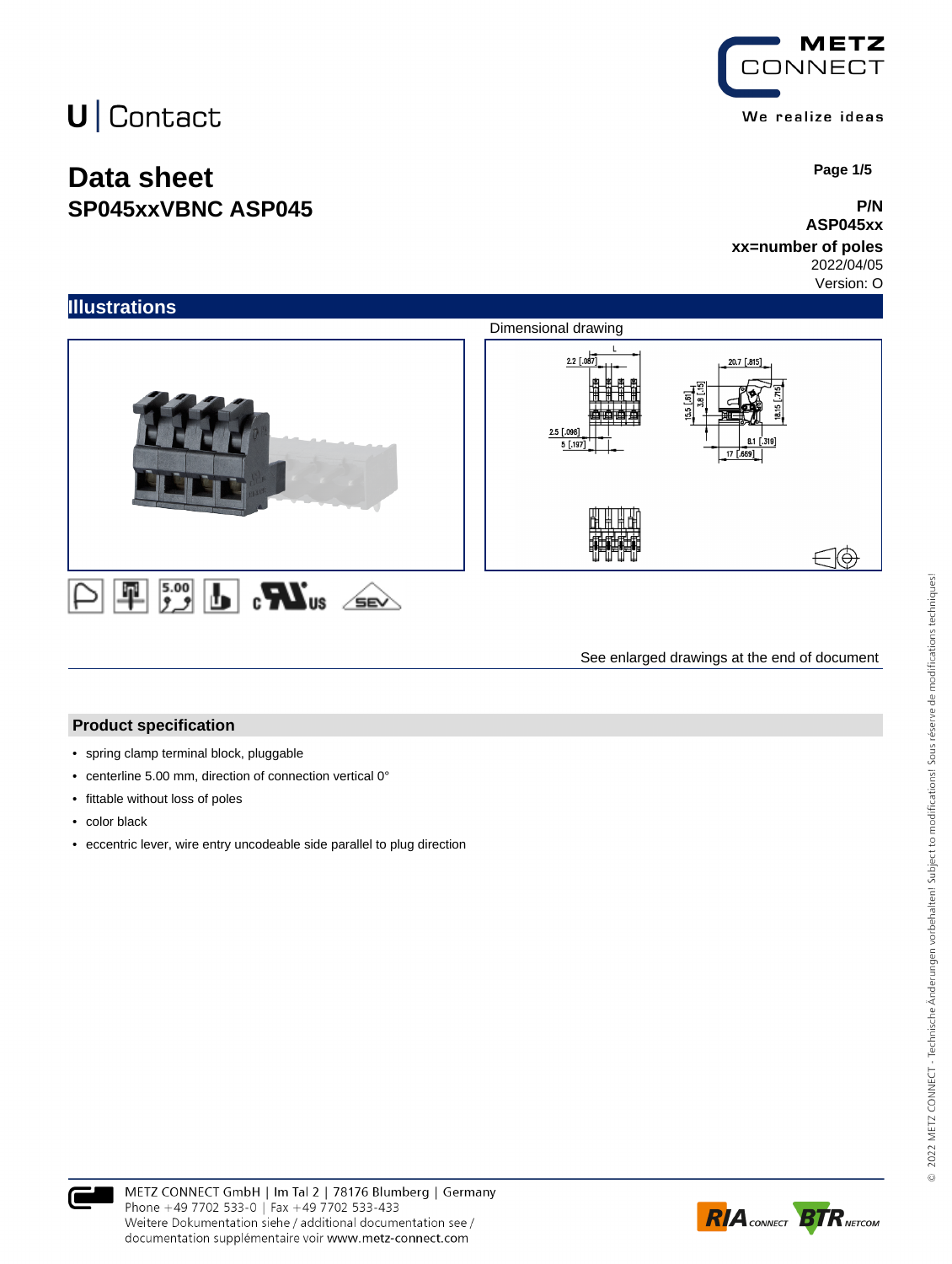U | Contact

METZ CONNECT

We realize ideas

# Data sheet
## SP045xxVBNC ASP045

Page 1/5

**P/N**
**ASP045xx**
**xx=number of poles**
2022/04/05
Version: O

## Illustrations

Dimensional drawing

See enlarged drawings at the end of document

## Product specification

- spring clamp terminal block, pluggable
- centerline 5.00 mm, direction of connection vertical 0°
- fittable without loss of poles
- color black
- eccentric lever, wire entry uncodeable side parallel to plug direction

METZ CONNECT GmbH | Im Tal 2 | 78176 Blumberg | Germany
Phone +49 7702 533-0 | Fax +49 7702 533-433
Weitere Dokumentation siehe / additional documentation see /
documentation supplémentaire voir www.metz-connect.com

© 2022 METZ CONNECT - Technische Änderungen vorbehalten! Subject to modifications! Sous réserve de modifications techniques!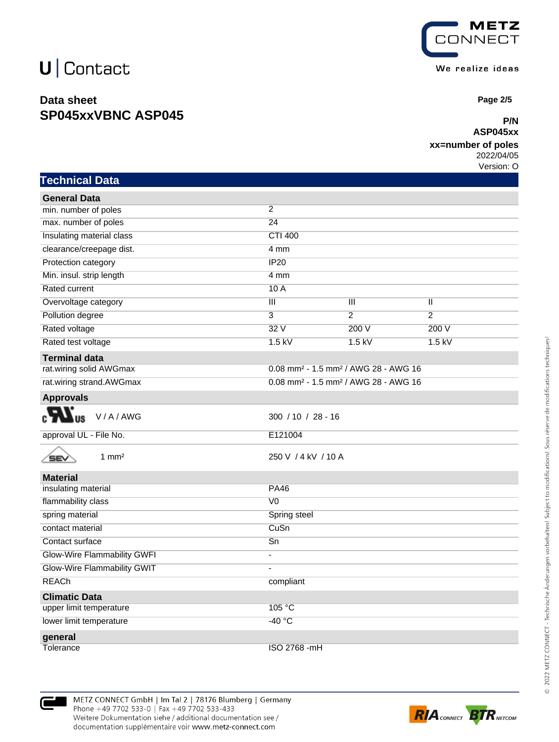# U | Contact

## Data sheet
## SP045xxVBNC ASP045

**P/N**
**ASP045xx**
**xx=number of poles**
2022/04/05
Version: O

## Technical Data

| General Data | | | |
|---|---|---|---|
| min. number of poles | 2 | | |
| max. number of poles | 24 | | |
| Insulating material class | CTI 400 | | |
| clearance/creepage dist. | 4 mm | | |
| Protection category | IP20 | | |
| Min. insul. strip length | 4 mm | | |
| Rated current | 10 A | | |
| Overvoltage category | III | III | II |
| Pollution degree | 3 | 2 | 2 |
| Rated voltage | 32 V | 200 V | 200 V |
| Rated test voltage | 1.5 kV | 1.5 kV | 1.5 kV |
| **Terminal data** | | | |
| rat.wiring solid AWGmax | 0.08 mm² - 1.5 mm² / AWG 28 - AWG 16 | | |
| rat.wiring strand.AWGmax | 0.08 mm² - 1.5 mm² / AWG 28 - AWG 16 | | |
| **Approvals** | | | |
| cULus V / A / AWG | 300 / 10 / 28 - 16 | | |
| approval UL - File No. | E121004 | | |
| SEV 1 mm² | 250 V / 4 kV / 10 A | | |
| **Material** | | | |
| insulating material | PA46 | | |
| flammability class | V0 | | |
| spring material | Spring steel | | |
| contact material | CuSn | | |
| Contact surface | Sn | | |
| Glow-Wire Flammability GWFI | - | | |
| Glow-Wire Flammability GWIT | - | | |
| REACh | compliant | | |
| **Climatic Data** | | | |
| upper limit temperature | 105 °C | | |
| lower limit temperature | -40 °C | | |
| **general** | | | |
| Tolerance | ISO 2768 -mH | | |

METZ CONNECT GmbH | Im Tal 2 | 78176 Blumberg | Germany
Phone +49 7702 533-0 | Fax +49 7702 533-433
Weitere Dokumentation siehe / additional documentation see /
documentation supplémentaire voir www.metz-connect.com

© 2022 METZ CONNECT - Technische Änderungen vorbehalten! Subject to modifications! Sous réserve de modifications techniques!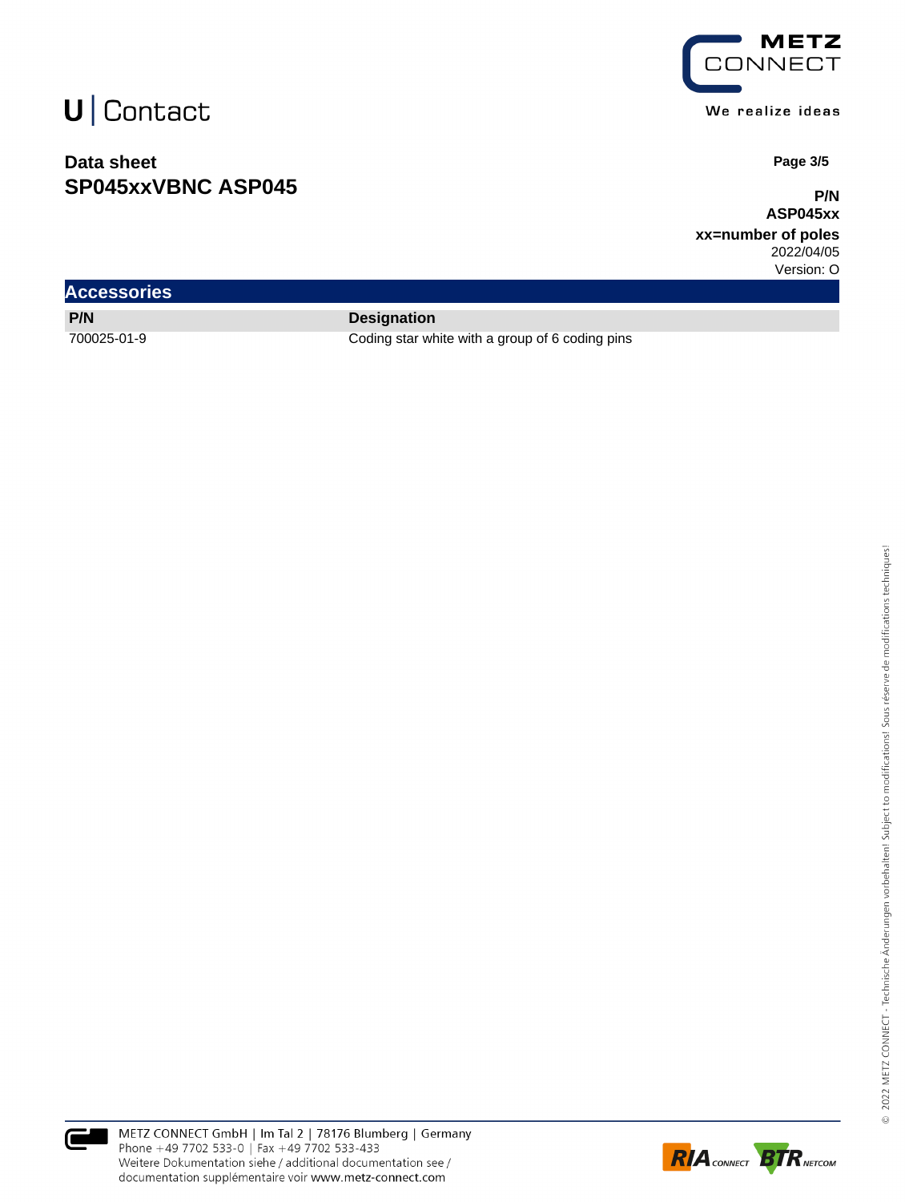# Data sheet
## SP045xxVBNC ASP045

**P/N**
**ASP045xx**
**xx=number of poles**
2022/04/05
Version: O

## Accessories

| P/N | Designation |
|---|---|
| 700025-01-9 | Coding star white with a group of 6 coding pins |

METZ CONNECT GmbH | Im Tal 2 | 78176 Blumberg | Germany
Phone +49 7702 533-0 | Fax +49 7702 533-433
Weitere Dokumentation siehe / additional documentation see /
documentation supplémentaire voir www.metz-connect.com

© 2022 METZ CONNECT - Technische Änderungen vorbehalten! Subject to modifications! Sous réserve de modifications techniques!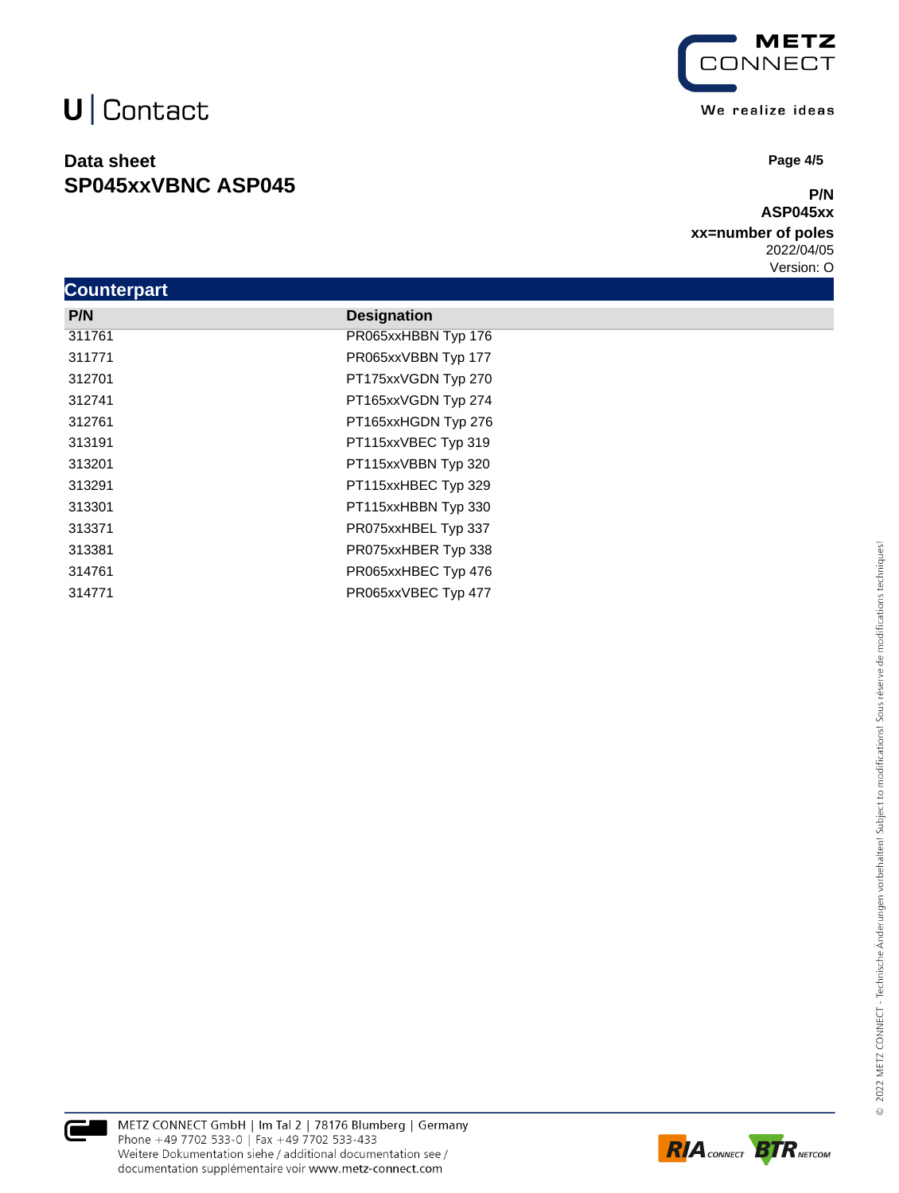# U | Contact

## Data sheet
## SP045xxVBNC ASP045

**P/N**
**ASP045xx**
**xx=number of poles**
2022/04/05
Version: O

## Counterpart

| P/N | Designation |
|---|---|
| 311761 | PR065xxHBBN Typ 176 |
| 311771 | PR065xxVBBN Typ 177 |
| 312701 | PT175xxVGDN Typ 270 |
| 312741 | PT165xxVGDN Typ 274 |
| 312761 | PT165xxHGDN Typ 276 |
| 313191 | PT115xxVBEC Typ 319 |
| 313201 | PT115xxVBBN Typ 320 |
| 313291 | PT115xxHBEC Typ 329 |
| 313301 | PT115xxHBBN Typ 330 |
| 313371 | PR075xxHBEL Typ 337 |
| 313381 | PR075xxHBER Typ 338 |
| 314761 | PR065xxHBEC Typ 476 |
| 314771 | PR065xxVBEC Typ 477 |

METZ CONNECT GmbH | Im Tal 2 | 78176 Blumberg | Germany
Phone +49 7702 533-0 | Fax +49 7702 533-433
Weitere Dokumentation siehe / additional documentation see / documentation supplémentaire voir www.metz-connect.com

© 2022 METZ CONNECT - Technische Änderungen vorbehalten! Subject to modifications! Sous réserve de modifications techniques!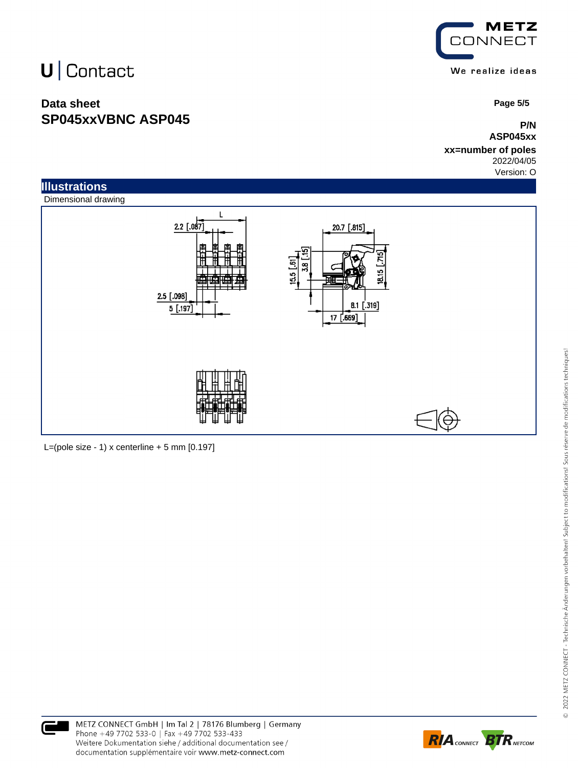# Data sheet
# SP045xxVBNC ASP045

P/N
ASP045xx
xx=number of poles
2022/04/05
Version: O

## Illustrations

Dimensional drawing

L
2.2 [.087]
2.5 [.098]
5 [.197]
20.7 [.815]
15.5 [.61]
3.8 [.15]
18.15 [.715]
8.1 [.319]
17 [.669]

L=(pole size - 1) x centerline + 5 mm [0.197]